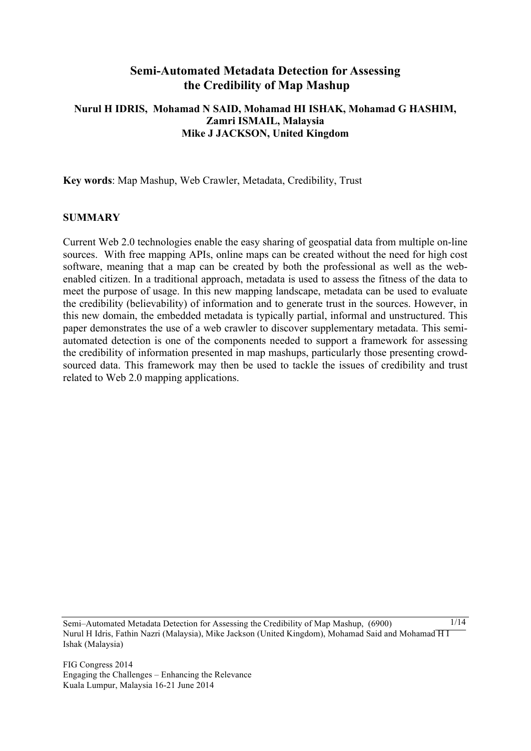# Semi-Automated Metadata Detection for Assessing the Credibility of Map Mashup

**Nurul H IDRIS, Mohamad N SAID, Mohamad HI ISHAK, Mohamad G HASHIM, Zamri ISMAIL, Malaysia**
**Mike J JACKSON, United Kingdom**

**Key words**: Map Mashup, Web Crawler, Metadata, Credibility, Trust

## SUMMARY

Current Web 2.0 technologies enable the easy sharing of geospatial data from multiple on-line sources. With free mapping APIs, online maps can be created without the need for high cost software, meaning that a map can be created by both the professional as well as the web-enabled citizen. In a traditional approach, metadata is used to assess the fitness of the data to meet the purpose of usage. In this new mapping landscape, metadata can be used to evaluate the credibility (believability) of information and to generate trust in the sources. However, in this new domain, the embedded metadata is typically partial, informal and unstructured. This paper demonstrates the use of a web crawler to discover supplementary metadata. This semi-automated detection is one of the components needed to support a framework for assessing the credibility of information presented in map mashups, particularly those presenting crowd-sourced data. This framework may then be used to tackle the issues of credibility and trust related to Web 2.0 mapping applications.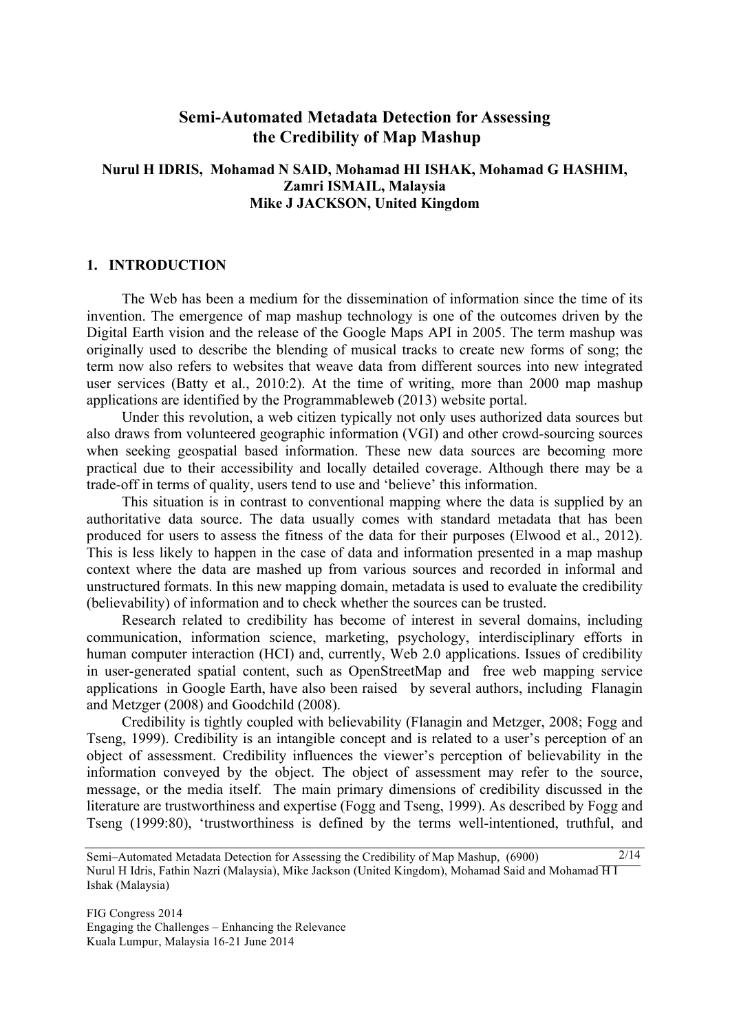# Semi-Automated Metadata Detection for Assessing the Credibility of Map Mashup

**Nurul H IDRIS, Mohamad N SAID, Mohamad HI ISHAK, Mohamad G HASHIM, Zamri ISMAIL, Malaysia**
**Mike J JACKSON, United Kingdom**

## 1. INTRODUCTION

The Web has been a medium for the dissemination of information since the time of its invention. The emergence of map mashup technology is one of the outcomes driven by the Digital Earth vision and the release of the Google Maps API in 2005. The term mashup was originally used to describe the blending of musical tracks to create new forms of song; the term now also refers to websites that weave data from different sources into new integrated user services (Batty et al., 2010:2). At the time of writing, more than 2000 map mashup applications are identified by the Programmableweb (2013) website portal.

Under this revolution, a web citizen typically not only uses authorized data sources but also draws from volunteered geographic information (VGI) and other crowd-sourcing sources when seeking geospatial based information. These new data sources are becoming more practical due to their accessibility and locally detailed coverage. Although there may be a trade-off in terms of quality, users tend to use and 'believe' this information.

This situation is in contrast to conventional mapping where the data is supplied by an authoritative data source. The data usually comes with standard metadata that has been produced for users to assess the fitness of the data for their purposes (Elwood et al., 2012). This is less likely to happen in the case of data and information presented in a map mashup context where the data are mashed up from various sources and recorded in informal and unstructured formats. In this new mapping domain, metadata is used to evaluate the credibility (believability) of information and to check whether the sources can be trusted.

Research related to credibility has become of interest in several domains, including communication, information science, marketing, psychology, interdisciplinary efforts in human computer interaction (HCI) and, currently, Web 2.0 applications. Issues of credibility in user-generated spatial content, such as OpenStreetMap and free web mapping service applications in Google Earth, have also been raised by several authors, including Flanagin and Metzger (2008) and Goodchild (2008).

Credibility is tightly coupled with believability (Flanagin and Metzger, 2008; Fogg and Tseng, 1999). Credibility is an intangible concept and is related to a user's perception of an object of assessment. Credibility influences the viewer's perception of believability in the information conveyed by the object. The object of assessment may refer to the source, message, or the media itself. The main primary dimensions of credibility discussed in the literature are trustworthiness and expertise (Fogg and Tseng, 1999). As described by Fogg and Tseng (1999:80), 'trustworthiness is defined by the terms well-intentioned, truthful, and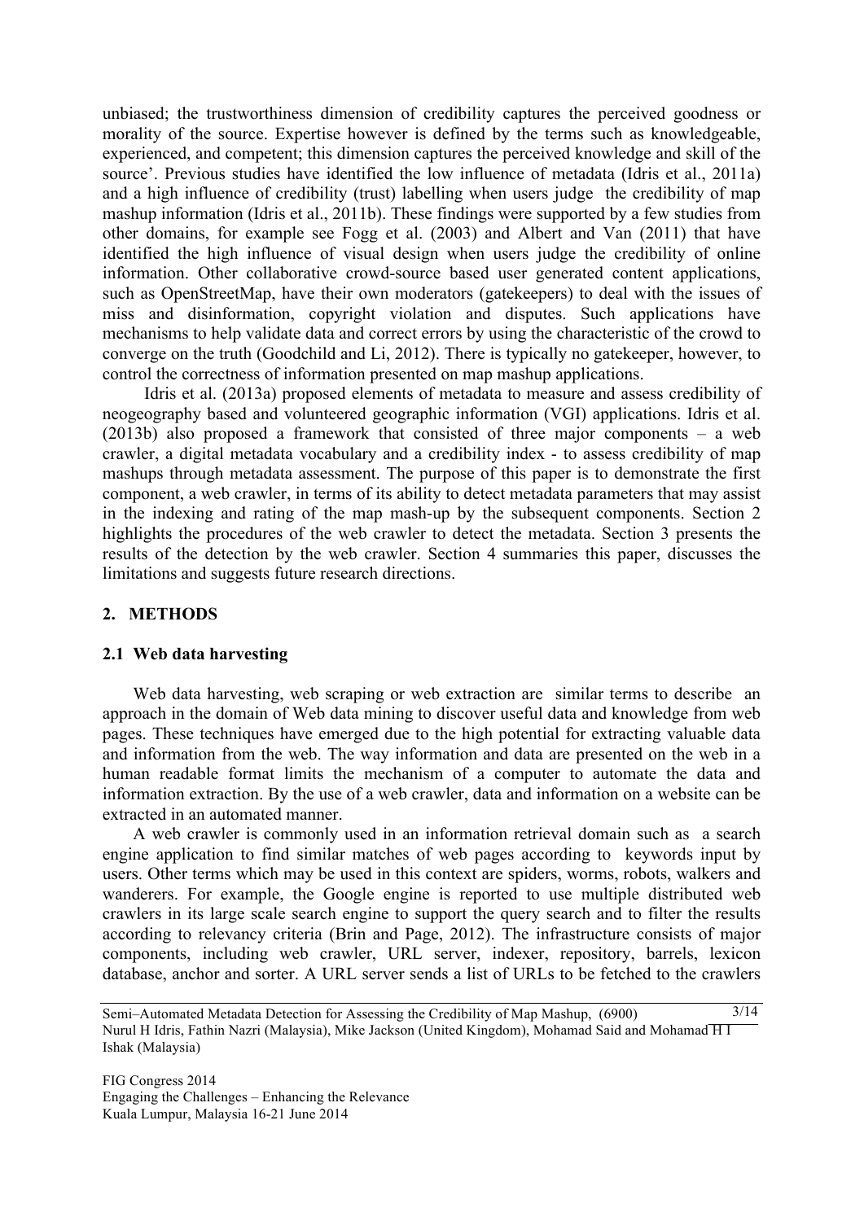unbiased; the trustworthiness dimension of credibility captures the perceived goodness or morality of the source. Expertise however is defined by the terms such as knowledgeable, experienced, and competent; this dimension captures the perceived knowledge and skill of the source'. Previous studies have identified the low influence of metadata (Idris et al., 2011a) and a high influence of credibility (trust) labelling when users judge the credibility of map mashup information (Idris et al., 2011b). These findings were supported by a few studies from other domains, for example see Fogg et al. (2003) and Albert and Van (2011) that have identified the high influence of visual design when users judge the credibility of online information. Other collaborative crowd-source based user generated content applications, such as OpenStreetMap, have their own moderators (gatekeepers) to deal with the issues of miss and disinformation, copyright violation and disputes. Such applications have mechanisms to help validate data and correct errors by using the characteristic of the crowd to converge on the truth (Goodchild and Li, 2012). There is typically no gatekeeper, however, to control the correctness of information presented on map mashup applications.

Idris et al. (2013a) proposed elements of metadata to measure and assess credibility of neogeography based and volunteered geographic information (VGI) applications. Idris et al. (2013b) also proposed a framework that consisted of three major components – a web crawler, a digital metadata vocabulary and a credibility index - to assess credibility of map mashups through metadata assessment. The purpose of this paper is to demonstrate the first component, a web crawler, in terms of its ability to detect metadata parameters that may assist in the indexing and rating of the map mash-up by the subsequent components. Section 2 highlights the procedures of the web crawler to detect the metadata. Section 3 presents the results of the detection by the web crawler. Section 4 summaries this paper, discusses the limitations and suggests future research directions.

## 2. METHODS

### 2.1 Web data harvesting

Web data harvesting, web scraping or web extraction are similar terms to describe an approach in the domain of Web data mining to discover useful data and knowledge from web pages. These techniques have emerged due to the high potential for extracting valuable data and information from the web. The way information and data are presented on the web in a human readable format limits the mechanism of a computer to automate the data and information extraction. By the use of a web crawler, data and information on a website can be extracted in an automated manner.

A web crawler is commonly used in an information retrieval domain such as a search engine application to find similar matches of web pages according to keywords input by users. Other terms which may be used in this context are spiders, worms, robots, walkers and wanderers. For example, the Google engine is reported to use multiple distributed web crawlers in its large scale search engine to support the query search and to filter the results according to relevancy criteria (Brin and Page, 2012). The infrastructure consists of major components, including web crawler, URL server, indexer, repository, barrels, lexicon database, anchor and sorter. A URL server sends a list of URLs to be fetched to the crawlers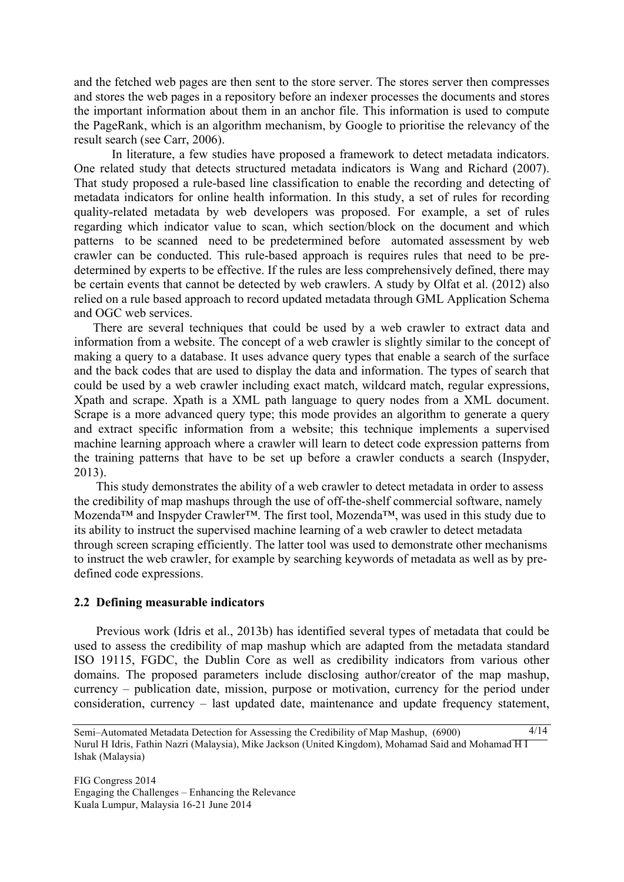and the fetched web pages are then sent to the store server. The stores server then compresses and stores the web pages in a repository before an indexer processes the documents and stores the important information about them in an anchor file. This information is used to compute the PageRank, which is an algorithm mechanism, by Google to prioritise the relevancy of the result search (see Carr, 2006).

In literature, a few studies have proposed a framework to detect metadata indicators. One related study that detects structured metadata indicators is Wang and Richard (2007). That study proposed a rule-based line classification to enable the recording and detecting of metadata indicators for online health information. In this study, a set of rules for recording quality-related metadata by web developers was proposed. For example, a set of rules regarding which indicator value to scan, which section/block on the document and which patterns to be scanned need to be predetermined before automated assessment by web crawler can be conducted. This rule-based approach is requires rules that need to be pre-determined by experts to be effective. If the rules are less comprehensively defined, there may be certain events that cannot be detected by web crawlers. A study by Olfat et al. (2012) also relied on a rule based approach to record updated metadata through GML Application Schema and OGC web services.

There are several techniques that could be used by a web crawler to extract data and information from a website. The concept of a web crawler is slightly similar to the concept of making a query to a database. It uses advance query types that enable a search of the surface and the back codes that are used to display the data and information. The types of search that could be used by a web crawler including exact match, wildcard match, regular expressions, Xpath and scrape. Xpath is a XML path language to query nodes from a XML document. Scrape is a more advanced query type; this mode provides an algorithm to generate a query and extract specific information from a website; this technique implements a supervised machine learning approach where a crawler will learn to detect code expression patterns from the training patterns that have to be set up before a crawler conducts a search (Inspyder, 2013).

This study demonstrates the ability of a web crawler to detect metadata in order to assess the credibility of map mashups through the use of off-the-shelf commercial software, namely Mozenda™ and Inspyder Crawler™. The first tool, Mozenda™, was used in this study due to its ability to instruct the supervised machine learning of a web crawler to detect metadata through screen scraping efficiently. The latter tool was used to demonstrate other mechanisms to instruct the web crawler, for example by searching keywords of metadata as well as by pre-defined code expressions.

## 2.2 Defining measurable indicators

Previous work (Idris et al., 2013b) has identified several types of metadata that could be used to assess the credibility of map mashup which are adapted from the metadata standard ISO 19115, FGDC, the Dublin Core as well as credibility indicators from various other domains. The proposed parameters include disclosing author/creator of the map mashup, currency – publication date, mission, purpose or motivation, currency for the period under consideration, currency – last updated date, maintenance and update frequency statement,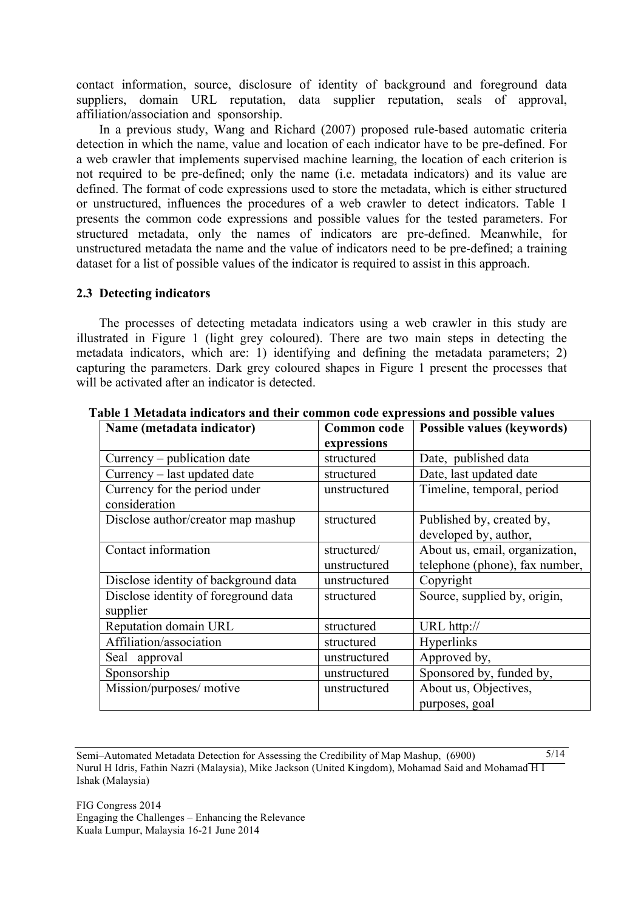contact information, source, disclosure of identity of background and foreground data suppliers, domain URL reputation, data supplier reputation, seals of approval, affiliation/association and sponsorship.

In a previous study, Wang and Richard (2007) proposed rule-based automatic criteria detection in which the name, value and location of each indicator have to be pre-defined. For a web crawler that implements supervised machine learning, the location of each criterion is not required to be pre-defined; only the name (i.e. metadata indicators) and its value are defined. The format of code expressions used to store the metadata, which is either structured or unstructured, influences the procedures of a web crawler to detect indicators. Table 1 presents the common code expressions and possible values for the tested parameters. For structured metadata, only the names of indicators are pre-defined. Meanwhile, for unstructured metadata the name and the value of indicators need to be pre-defined; a training dataset for a list of possible values of the indicator is required to assist in this approach.

### 2.3 Detecting indicators

The processes of detecting metadata indicators using a web crawler in this study are illustrated in Figure 1 (light grey coloured). There are two main steps in detecting the metadata indicators, which are: 1) identifying and defining the metadata parameters; 2) capturing the parameters. Dark grey coloured shapes in Figure 1 present the processes that will be activated after an indicator is detected.

**Table 1 Metadata indicators and their common code expressions and possible values**

| Name (metadata indicator) | Common code expressions | Possible values (keywords) |
|---|---|---|
| Currency – publication date | structured | Date, published data |
| Currency – last updated date | structured | Date, last updated date |
| Currency for the period under consideration | unstructured | Timeline, temporal, period |
| Disclose author/creator map mashup | structured | Published by, created by, developed by, author, |
| Contact information | structured/ unstructured | About us, email, organization, telephone (phone), fax number, |
| Disclose identity of background data | unstructured | Copyright |
| Disclose identity of foreground data supplier | structured | Source, supplied by, origin, |
| Reputation domain URL | structured | URL http:// |
| Affiliation/association | structured | Hyperlinks |
| Seal approval | unstructured | Approved by, |
| Sponsorship | unstructured | Sponsored by, funded by, |
| Mission/purposes/ motive | unstructured | About us, Objectives, purposes, goal |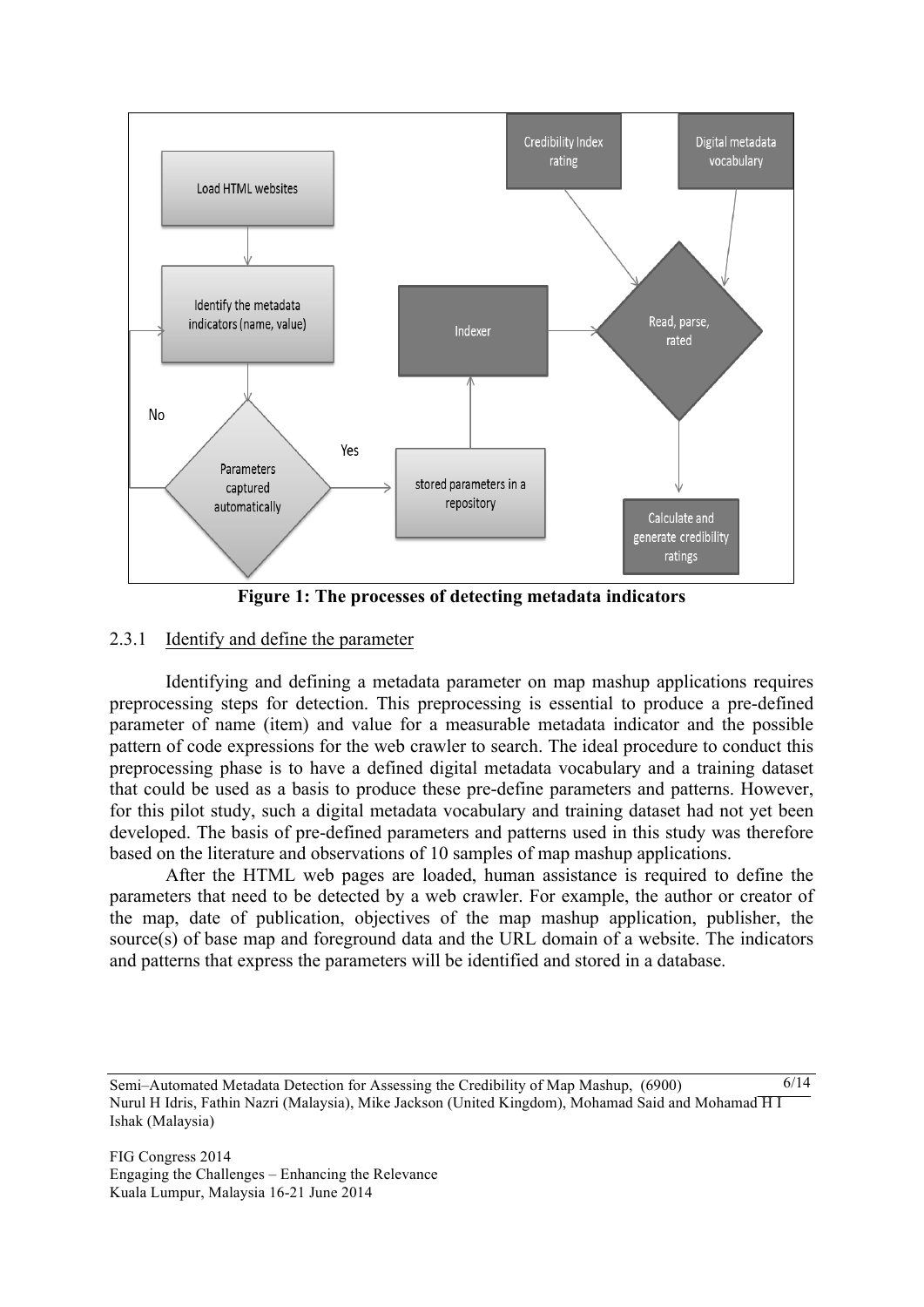Figure 1: The processes of detecting metadata indicators

#### 2.3.1 Identify and define the parameter

Identifying and defining a metadata parameter on map mashup applications requires preprocessing steps for detection. This preprocessing is essential to produce a pre-defined parameter of name (item) and value for a measurable metadata indicator and the possible pattern of code expressions for the web crawler to search. The ideal procedure to conduct this preprocessing phase is to have a defined digital metadata vocabulary and a training dataset that could be used as a basis to produce these pre-define parameters and patterns. However, for this pilot study, such a digital metadata vocabulary and training dataset had not yet been developed. The basis of pre-defined parameters and patterns used in this study was therefore based on the literature and observations of 10 samples of map mashup applications.

After the HTML web pages are loaded, human assistance is required to define the parameters that need to be detected by a web crawler. For example, the author or creator of the map, date of publication, objectives of the map mashup application, publisher, the source(s) of base map and foreground data and the URL domain of a website. The indicators and patterns that express the parameters will be identified and stored in a database.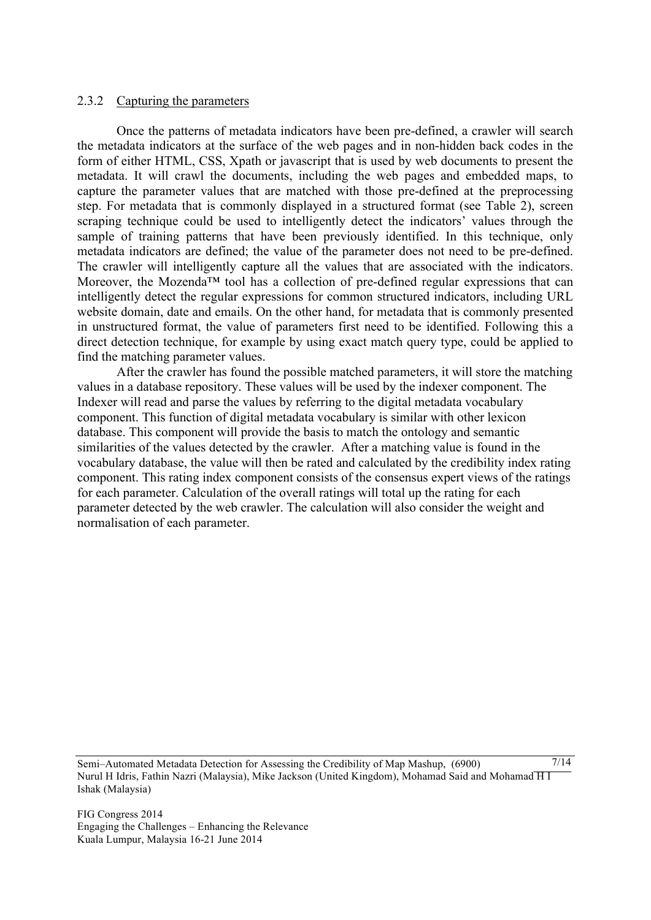#### 2.3.2 Capturing the parameters

Once the patterns of metadata indicators have been pre-defined, a crawler will search the metadata indicators at the surface of the web pages and in non-hidden back codes in the form of either HTML, CSS, Xpath or javascript that is used by web documents to present the metadata. It will crawl the documents, including the web pages and embedded maps, to capture the parameter values that are matched with those pre-defined at the preprocessing step. For metadata that is commonly displayed in a structured format (see Table 2), screen scraping technique could be used to intelligently detect the indicators' values through the sample of training patterns that have been previously identified. In this technique, only metadata indicators are defined; the value of the parameter does not need to be pre-defined. The crawler will intelligently capture all the values that are associated with the indicators. Moreover, the Mozenda™ tool has a collection of pre-defined regular expressions that can intelligently detect the regular expressions for common structured indicators, including URL website domain, date and emails. On the other hand, for metadata that is commonly presented in unstructured format, the value of parameters first need to be identified. Following this a direct detection technique, for example by using exact match query type, could be applied to find the matching parameter values.

After the crawler has found the possible matched parameters, it will store the matching values in a database repository. These values will be used by the indexer component. The Indexer will read and parse the values by referring to the digital metadata vocabulary component. This function of digital metadata vocabulary is similar with other lexicon database. This component will provide the basis to match the ontology and semantic similarities of the values detected by the crawler. After a matching value is found in the vocabulary database, the value will then be rated and calculated by the credibility index rating component. This rating index component consists of the consensus expert views of the ratings for each parameter. Calculation of the overall ratings will total up the rating for each parameter detected by the web crawler. The calculation will also consider the weight and normalisation of each parameter.